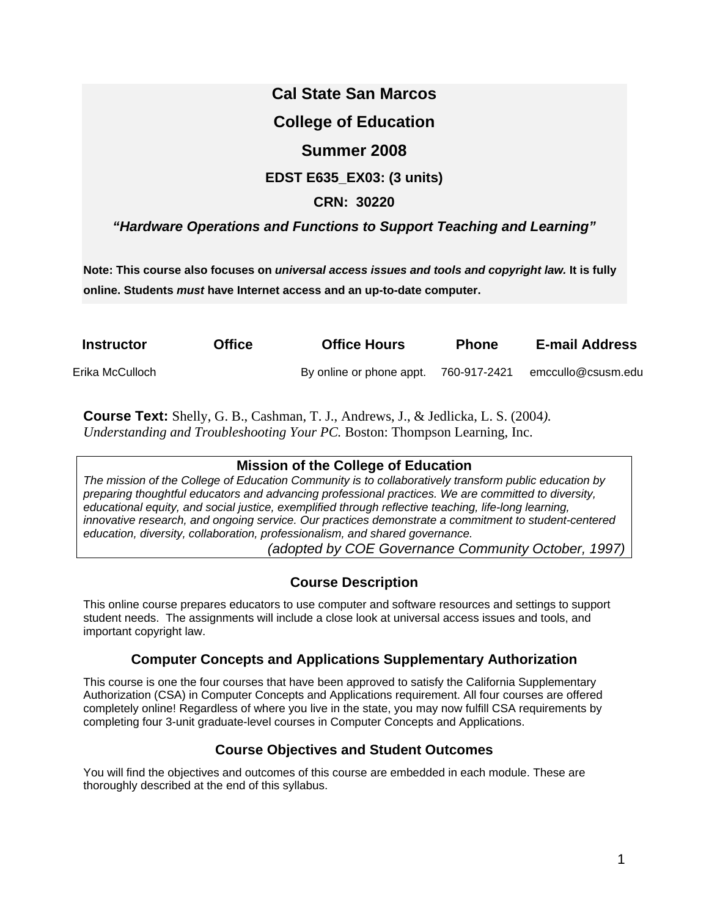# Cal State San Marcos

## College of Education

## Summer 2008

### EDST E635_EX03: (3 units)

### CRN: 30220

### *"Hardware Operations and Functions to Support Teaching and Learning"*

**Note: This course also focuses on *universal access issues and tools and copyright law.* It is fully online. Students *must* have Internet access and an up-to-date computer.**

| Instructor | Office | Office Hours | Phone | E-mail Address |
|---|---|---|---|---|
| Erika McCulloch | | By online or phone appt. | 760-917-2421 | emccullo@csusm.edu |

**Course Text:** Shelly, G. B., Cashman, T. J., Andrews, J., & Jedlicka, L. S. (2004). *Understanding and Troubleshooting Your PC.* Boston: Thompson Learning, Inc.

### Mission of the College of Education

*The mission of the College of Education Community is to collaboratively transform public education by preparing thoughtful educators and advancing professional practices. We are committed to diversity, educational equity, and social justice, exemplified through reflective teaching, life-long learning, innovative research, and ongoing service. Our practices demonstrate a commitment to student-centered education, diversity, collaboration, professionalism, and shared governance.*

*(adopted by COE Governance Community October, 1997)*

### Course Description

This online course prepares educators to use computer and software resources and settings to support student needs. The assignments will include a close look at universal access issues and tools, and important copyright law.

### Computer Concepts and Applications Supplementary Authorization

This course is one the four courses that have been approved to satisfy the California Supplementary Authorization (CSA) in Computer Concepts and Applications requirement. All four courses are offered completely online! Regardless of where you live in the state, you may now fulfill CSA requirements by completing four 3-unit graduate-level courses in Computer Concepts and Applications.

### Course Objectives and Student Outcomes

You will find the objectives and outcomes of this course are embedded in each module. These are thoroughly described at the end of this syllabus.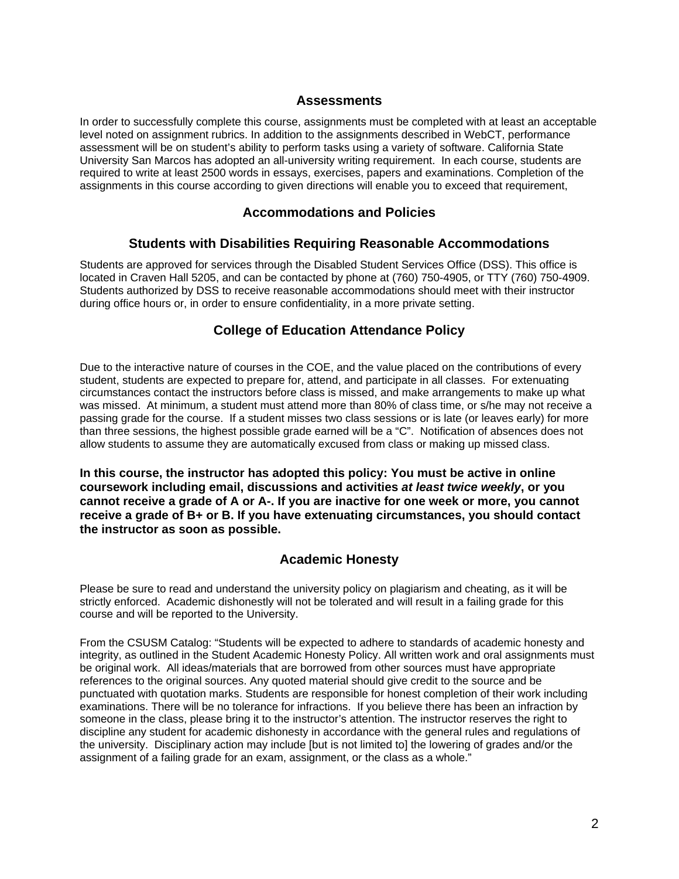## Assessments

In order to successfully complete this course, assignments must be completed with at least an acceptable level noted on assignment rubrics. In addition to the assignments described in WebCT, performance assessment will be on student's ability to perform tasks using a variety of software. California State University San Marcos has adopted an all-university writing requirement. In each course, students are required to write at least 2500 words in essays, exercises, papers and examinations. Completion of the assignments in this course according to given directions will enable you to exceed that requirement,

## Accommodations and Policies

### Students with Disabilities Requiring Reasonable Accommodations

Students are approved for services through the Disabled Student Services Office (DSS). This office is located in Craven Hall 5205, and can be contacted by phone at (760) 750-4905, or TTY (760) 750-4909. Students authorized by DSS to receive reasonable accommodations should meet with their instructor during office hours or, in order to ensure confidentiality, in a more private setting.

### College of Education Attendance Policy

Due to the interactive nature of courses in the COE, and the value placed on the contributions of every student, students are expected to prepare for, attend, and participate in all classes. For extenuating circumstances contact the instructors before class is missed, and make arrangements to make up what was missed. At minimum, a student must attend more than 80% of class time, or s/he may not receive a passing grade for the course. If a student misses two class sessions or is late (or leaves early) for more than three sessions, the highest possible grade earned will be a "C". Notification of absences does not allow students to assume they are automatically excused from class or making up missed class.

**In this course, the instructor has adopted this policy: You must be active in online coursework including email, discussions and activities *at least twice weekly*, or you cannot receive a grade of A or A-. If you are inactive for one week or more, you cannot receive a grade of B+ or B. If you have extenuating circumstances, you should contact the instructor as soon as possible.**

### Academic Honesty

Please be sure to read and understand the university policy on plagiarism and cheating, as it will be strictly enforced. Academic dishonestly will not be tolerated and will result in a failing grade for this course and will be reported to the University.

From the CSUSM Catalog: "Students will be expected to adhere to standards of academic honesty and integrity, as outlined in the Student Academic Honesty Policy. All written work and oral assignments must be original work. All ideas/materials that are borrowed from other sources must have appropriate references to the original sources. Any quoted material should give credit to the source and be punctuated with quotation marks. Students are responsible for honest completion of their work including examinations. There will be no tolerance for infractions. If you believe there has been an infraction by someone in the class, please bring it to the instructor's attention. The instructor reserves the right to discipline any student for academic dishonesty in accordance with the general rules and regulations of the university. Disciplinary action may include [but is not limited to] the lowering of grades and/or the assignment of a failing grade for an exam, assignment, or the class as a whole."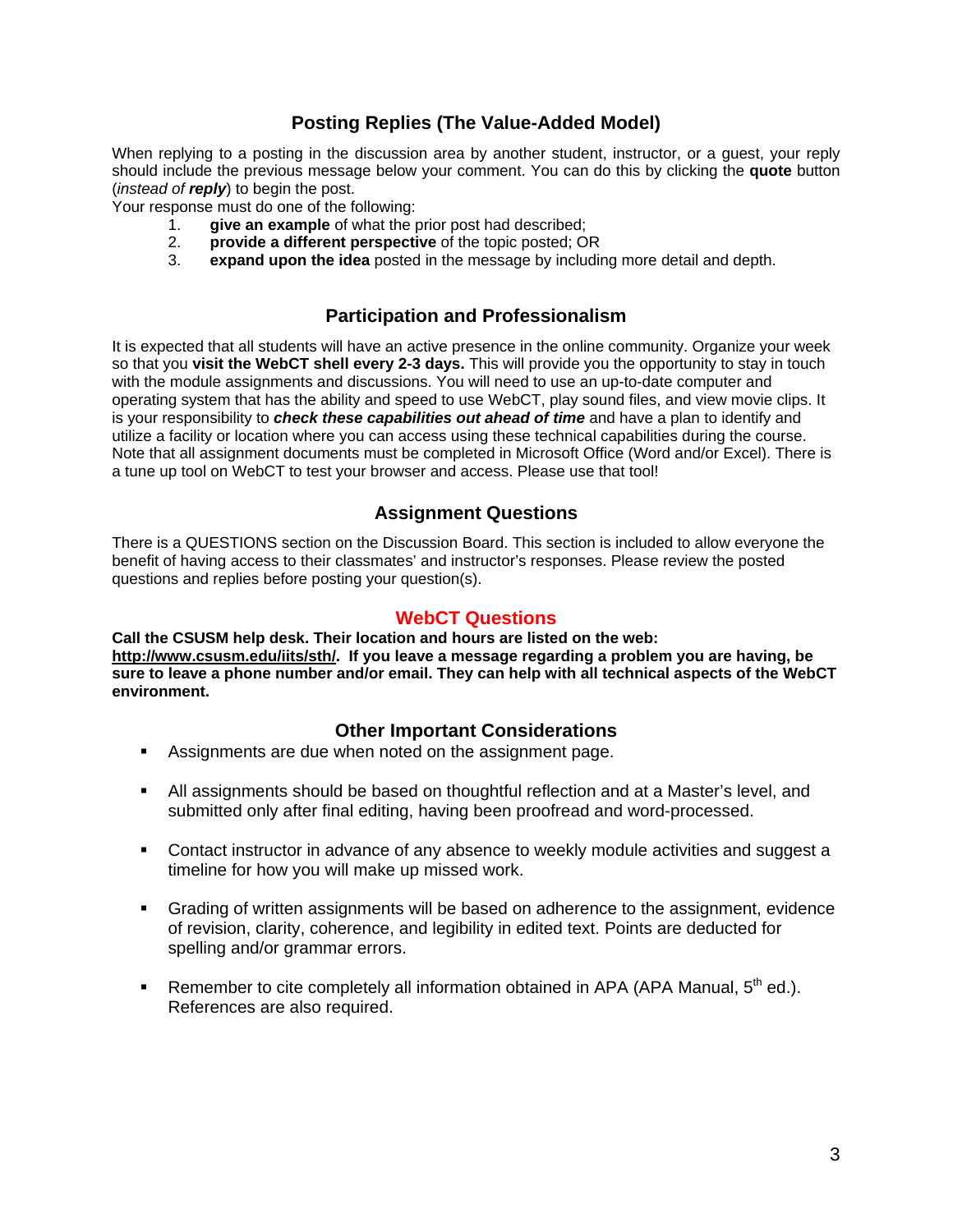## Posting Replies (The Value-Added Model)

When replying to a posting in the discussion area by another student, instructor, or a guest, your reply should include the previous message below your comment. You can do this by clicking the **quote** button (*instead of* ***reply***) to begin the post.

Your response must do one of the following:

1. **give an example** of what the prior post had described;
2. **provide a different perspective** of the topic posted; OR
3. **expand upon the idea** posted in the message by including more detail and depth.

## Participation and Professionalism

It is expected that all students will have an active presence in the online community. Organize your week so that you **visit the WebCT shell every 2-3 days.** This will provide you the opportunity to stay in touch with the module assignments and discussions. You will need to use an up-to-date computer and operating system that has the ability and speed to use WebCT, play sound files, and view movie clips. It is your responsibility to ***check these capabilities out ahead of time*** and have a plan to identify and utilize a facility or location where you can access using these technical capabilities during the course. Note that all assignment documents must be completed in Microsoft Office (Word and/or Excel). There is a tune up tool on WebCT to test your browser and access. Please use that tool!

## Assignment Questions

There is a QUESTIONS section on the Discussion Board. This section is included to allow everyone the benefit of having access to their classmates' and instructor's responses. Please review the posted questions and replies before posting your question(s).

## WebCT Questions

**Call the CSUSM help desk. Their location and hours are listed on the web: http://www.csusm.edu/iits/sth/. If you leave a message regarding a problem you are having, be sure to leave a phone number and/or email. They can help with all technical aspects of the WebCT environment.**

## Other Important Considerations

- Assignments are due when noted on the assignment page.
- All assignments should be based on thoughtful reflection and at a Master's level, and submitted only after final editing, having been proofread and word-processed.
- Contact instructor in advance of any absence to weekly module activities and suggest a timeline for how you will make up missed work.
- Grading of written assignments will be based on adherence to the assignment, evidence of revision, clarity, coherence, and legibility in edited text. Points are deducted for spelling and/or grammar errors.
- Remember to cite completely all information obtained in APA (APA Manual, 5th ed.). References are also required.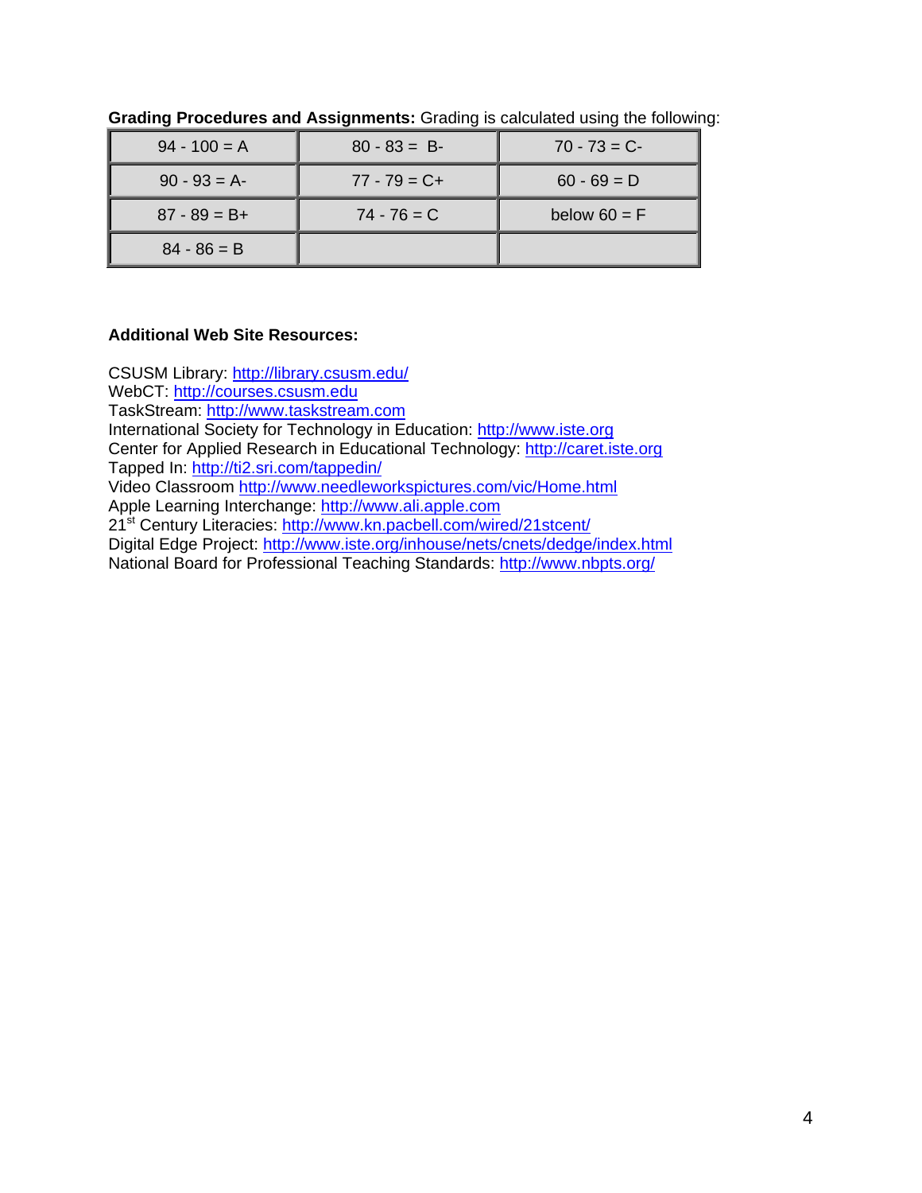**Grading Procedures and Assignments:** Grading is calculated using the following:

| | | |
|---|---|---|
| 94 - 100 = A | 80 - 83 = B- | 70 - 73 = C- |
| 90 - 93 = A- | 77 - 79 = C+ | 60 - 69 = D |
| 87 - 89 = B+ | 74 - 76 = C | below 60 = F |
| 84 - 86 = B | | |

**Additional Web Site Resources:**

CSUSM Library: http://library.csusm.edu/
WebCT: http://courses.csusm.edu
TaskStream: http://www.taskstream.com
International Society for Technology in Education: http://www.iste.org
Center for Applied Research in Educational Technology: http://caret.iste.org
Tapped In: http://ti2.sri.com/tappedin/
Video Classroom http://www.needleworkspictures.com/vic/Home.html
Apple Learning Interchange: http://www.ali.apple.com
21st Century Literacies: http://www.kn.pacbell.com/wired/21stcent/
Digital Edge Project: http://www.iste.org/inhouse/nets/cnets/dedge/index.html
National Board for Professional Teaching Standards: http://www.nbpts.org/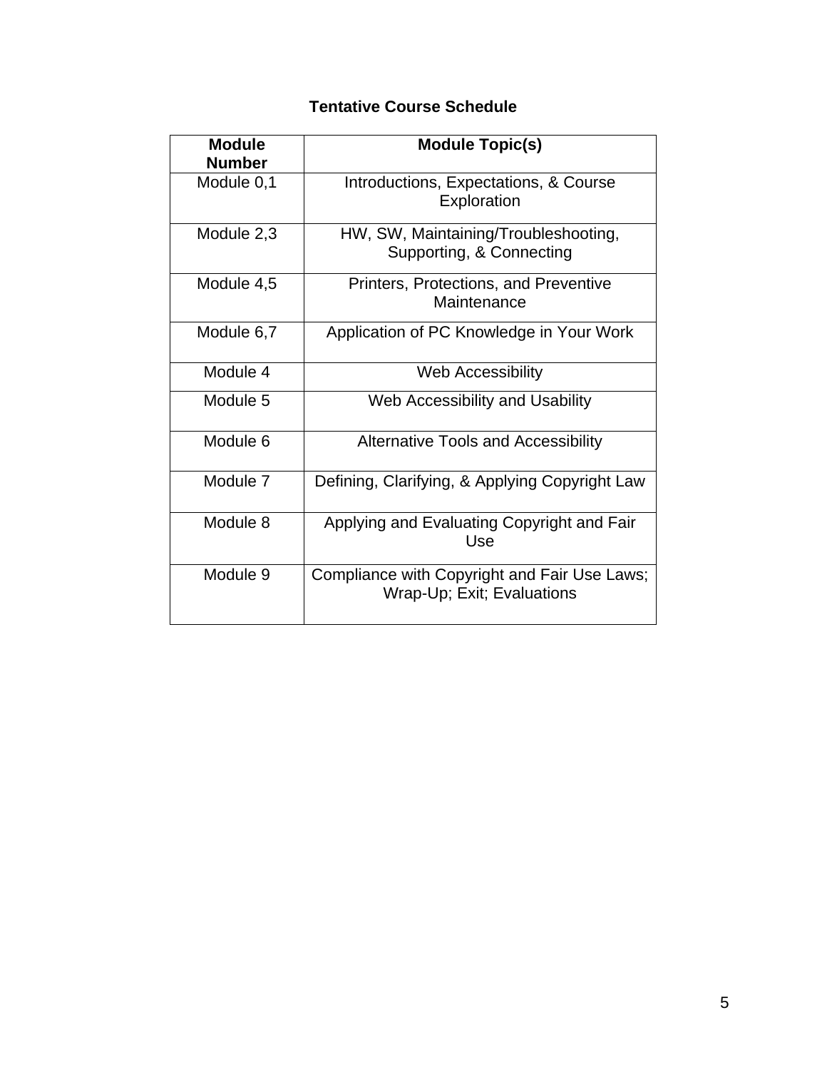### Tentative Course Schedule

| Module Number | Module Topic(s) |
| --- | --- |
| Module 0,1 | Introductions, Expectations, & Course Exploration |
| Module 2,3 | HW, SW, Maintaining/Troubleshooting, Supporting, & Connecting |
| Module 4,5 | Printers, Protections, and Preventive Maintenance |
| Module 6,7 | Application of PC Knowledge in Your Work |
| Module 4 | Web Accessibility |
| Module 5 | Web Accessibility and Usability |
| Module 6 | Alternative Tools and Accessibility |
| Module 7 | Defining, Clarifying, & Applying Copyright Law |
| Module 8 | Applying and Evaluating Copyright and Fair Use |
| Module 9 | Compliance with Copyright and Fair Use Laws; Wrap-Up; Exit; Evaluations |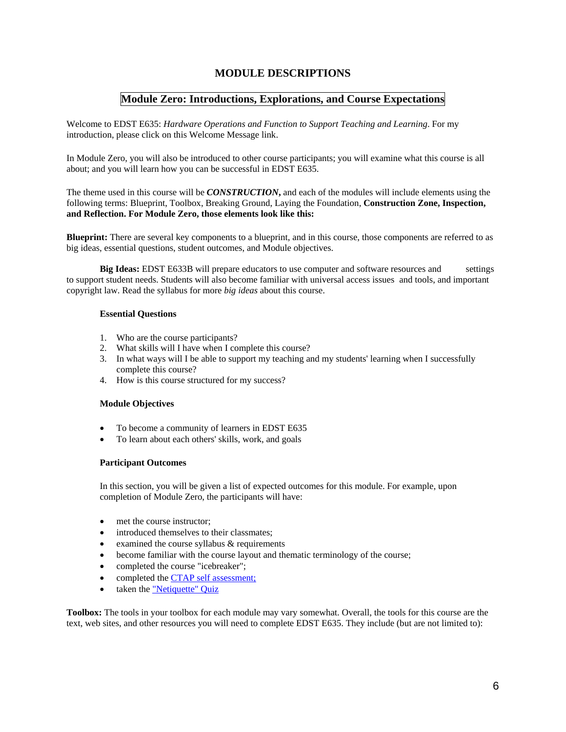# MODULE DESCRIPTIONS

## Module Zero: Introductions, Explorations, and Course Expectations

Welcome to EDST E635: *Hardware Operations and Function to Support Teaching and Learning*. For my introduction, please click on this Welcome Message link.

In Module Zero, you will also be introduced to other course participants; you will examine what this course is all about; and you will learn how you can be successful in EDST E635.

The theme used in this course will be ***CONSTRUCTION,*** and each of the modules will include elements using the following terms: Blueprint, Toolbox, Breaking Ground, Laying the Foundation, **Construction Zone, Inspection, and Reflection. For Module Zero, those elements look like this:**

**Blueprint:** There are several key components to a blueprint, and in this course, those components are referred to as big ideas, essential questions, student outcomes, and Module objectives.

**Big Ideas:** EDST E633B will prepare educators to use computer and software resources and settings to support student needs. Students will also become familiar with universal access issues and tools, and important copyright law. Read the syllabus for more *big ideas* about this course.

**Essential Questions**

1. Who are the course participants?
2. What skills will I have when I complete this course?
3. In what ways will I be able to support my teaching and my students' learning when I successfully complete this course?
4. How is this course structured for my success?

**Module Objectives**

- To become a community of learners in EDST E635
- To learn about each others' skills, work, and goals

**Participant Outcomes**

In this section, you will be given a list of expected outcomes for this module. For example, upon completion of Module Zero, the participants will have:

- met the course instructor;
- introduced themselves to their classmates;
- examined the course syllabus & requirements
- become familiar with the course layout and thematic terminology of the course;
- completed the course "icebreaker";
- completed the CTAP self assessment;
- taken the "Netiquette" Quiz

**Toolbox:** The tools in your toolbox for each module may vary somewhat. Overall, the tools for this course are the text, web sites, and other resources you will need to complete EDST E635. They include (but are not limited to):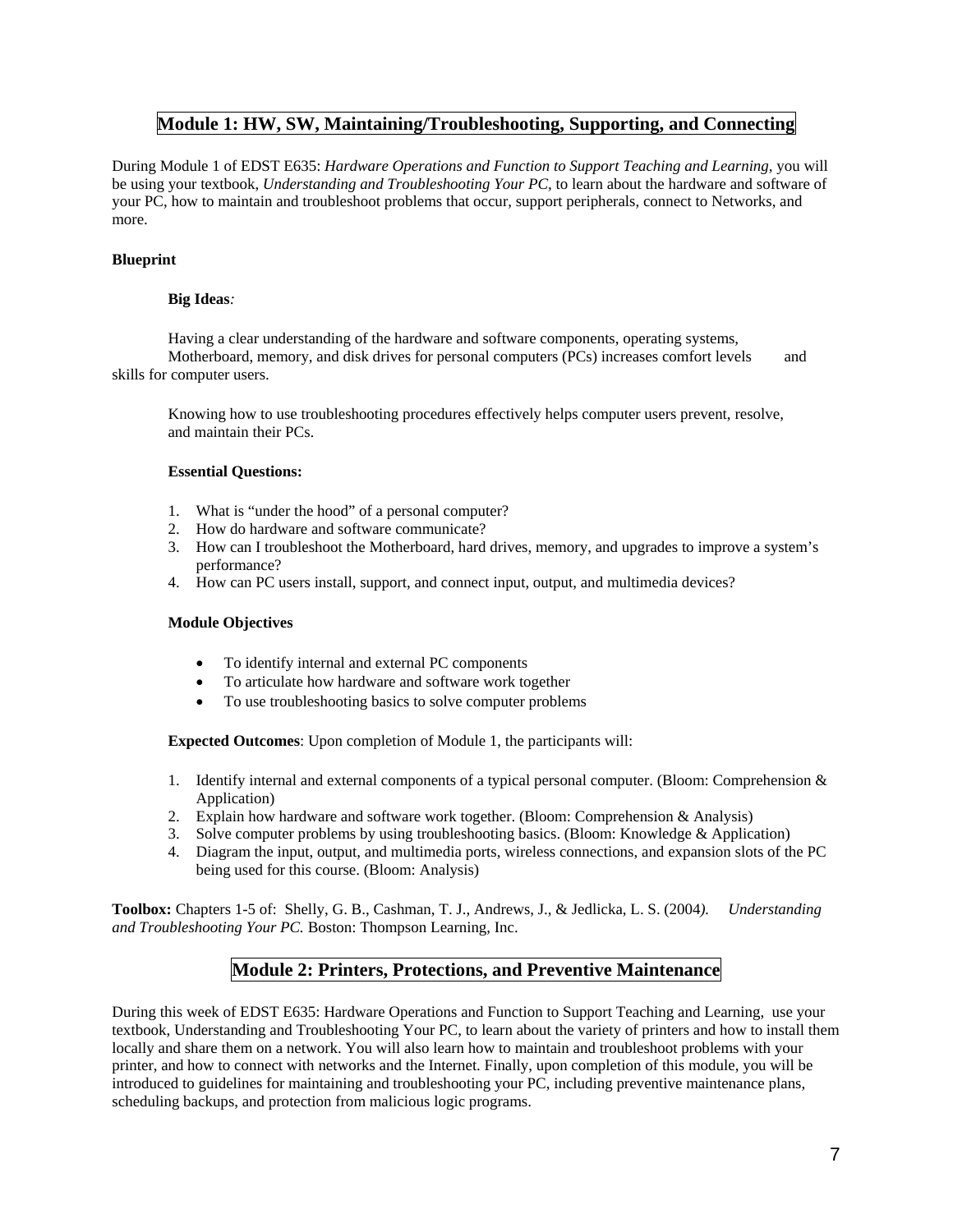## Module 1: HW, SW, Maintaining/Troubleshooting, Supporting, and Connecting

During Module 1 of EDST E635: *Hardware Operations and Function to Support Teaching and Learning,* you will be using your textbook, *Understanding and Troubleshooting Your PC,* to learn about the hardware and software of your PC, how to maintain and troubleshoot problems that occur, support peripherals, connect to Networks, and more.

**Blueprint**

**Big Ideas***:*

Having a clear understanding of the hardware and software components, operating systems, Motherboard, memory, and disk drives for personal computers (PCs) increases comfort levels and skills for computer users.

Knowing how to use troubleshooting procedures effectively helps computer users prevent, resolve, and maintain their PCs.

**Essential Questions:**

1. What is "under the hood" of a personal computer?
2. How do hardware and software communicate?
3. How can I troubleshoot the Motherboard, hard drives, memory, and upgrades to improve a system's performance?
4. How can PC users install, support, and connect input, output, and multimedia devices?

**Module Objectives**

- To identify internal and external PC components
- To articulate how hardware and software work together
- To use troubleshooting basics to solve computer problems

**Expected Outcomes**: Upon completion of Module 1, the participants will:

1. Identify internal and external components of a typical personal computer. (Bloom: Comprehension & Application)
2. Explain how hardware and software work together. (Bloom: Comprehension & Analysis)
3. Solve computer problems by using troubleshooting basics. (Bloom: Knowledge & Application)
4. Diagram the input, output, and multimedia ports, wireless connections, and expansion slots of the PC being used for this course. (Bloom: Analysis)

**Toolbox:** Chapters 1-5 of: Shelly, G. B., Cashman, T. J., Andrews, J., & Jedlicka, L. S. (2004*).* *Understanding and Troubleshooting Your PC.* Boston: Thompson Learning, Inc.

## Module 2: Printers, Protections, and Preventive Maintenance

During this week of EDST E635: Hardware Operations and Function to Support Teaching and Learning, use your textbook, Understanding and Troubleshooting Your PC, to learn about the variety of printers and how to install them locally and share them on a network. You will also learn how to maintain and troubleshoot problems with your printer, and how to connect with networks and the Internet. Finally, upon completion of this module, you will be introduced to guidelines for maintaining and troubleshooting your PC, including preventive maintenance plans, scheduling backups, and protection from malicious logic programs.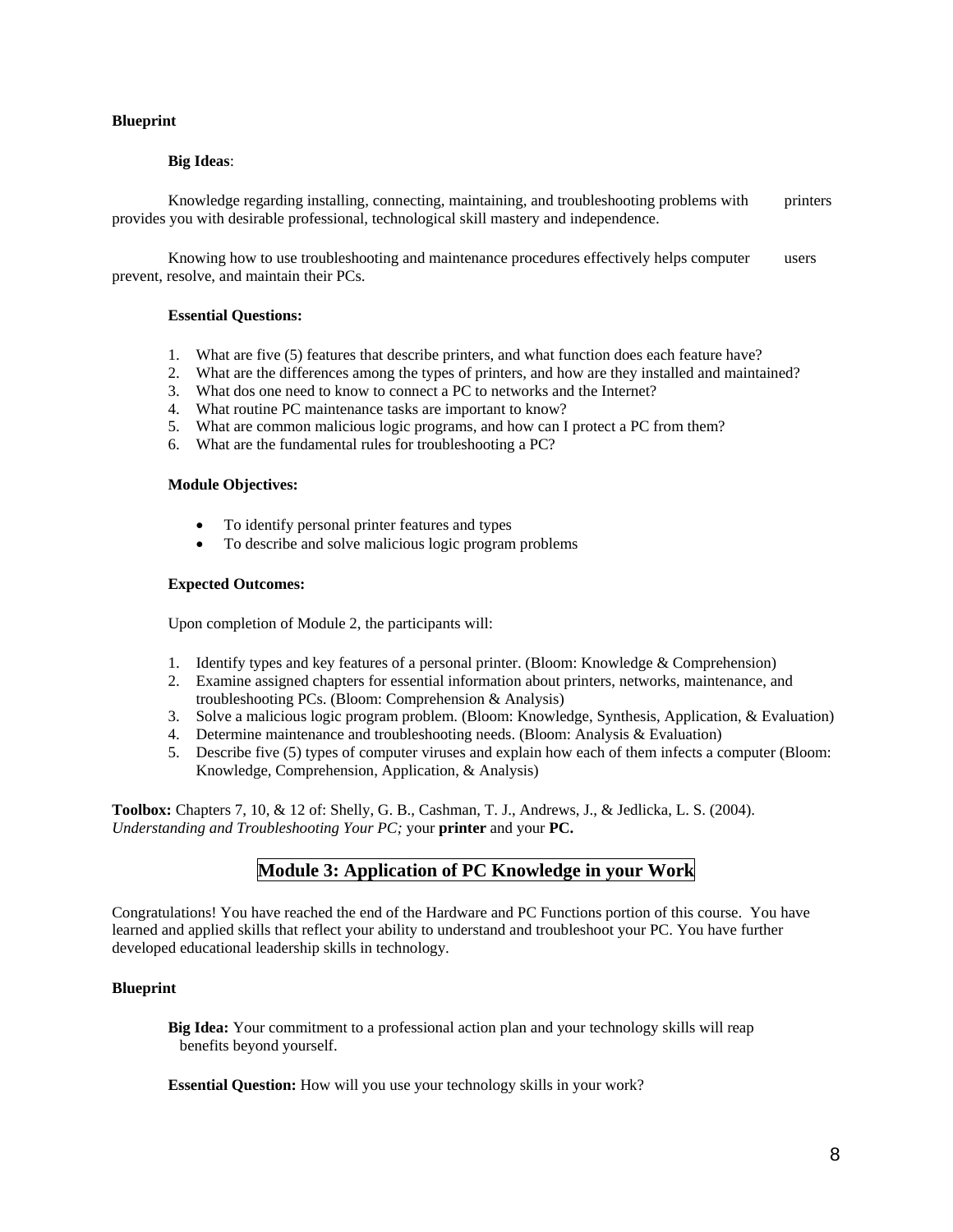**Blueprint**

**Big Ideas**:

Knowledge regarding installing, connecting, maintaining, and troubleshooting problems with printers provides you with desirable professional, technological skill mastery and independence.

Knowing how to use troubleshooting and maintenance procedures effectively helps computer users prevent, resolve, and maintain their PCs.

**Essential Questions:**

1. What are five (5) features that describe printers, and what function does each feature have?
2. What are the differences among the types of printers, and how are they installed and maintained?
3. What dos one need to know to connect a PC to networks and the Internet?
4. What routine PC maintenance tasks are important to know?
5. What are common malicious logic programs, and how can I protect a PC from them?
6. What are the fundamental rules for troubleshooting a PC?

**Module Objectives:**

- To identify personal printer features and types
- To describe and solve malicious logic program problems

**Expected Outcomes:**

Upon completion of Module 2, the participants will:

1. Identify types and key features of a personal printer. (Bloom: Knowledge & Comprehension)
2. Examine assigned chapters for essential information about printers, networks, maintenance, and troubleshooting PCs. (Bloom: Comprehension & Analysis)
3. Solve a malicious logic program problem. (Bloom: Knowledge, Synthesis, Application, & Evaluation)
4. Determine maintenance and troubleshooting needs. (Bloom: Analysis & Evaluation)
5. Describe five (5) types of computer viruses and explain how each of them infects a computer (Bloom: Knowledge, Comprehension, Application, & Analysis)

**Toolbox:** Chapters 7, 10, & 12 of: Shelly, G. B., Cashman, T. J., Andrews, J., & Jedlicka, L. S. (2004). *Understanding and Troubleshooting Your PC;* your **printer** and your **PC.**

## Module 3: Application of PC Knowledge in your Work

Congratulations! You have reached the end of the Hardware and PC Functions portion of this course. You have learned and applied skills that reflect your ability to understand and troubleshoot your PC. You have further developed educational leadership skills in technology.

**Blueprint**

**Big Idea:** Your commitment to a professional action plan and your technology skills will reap benefits beyond yourself.

**Essential Question:** How will you use your technology skills in your work?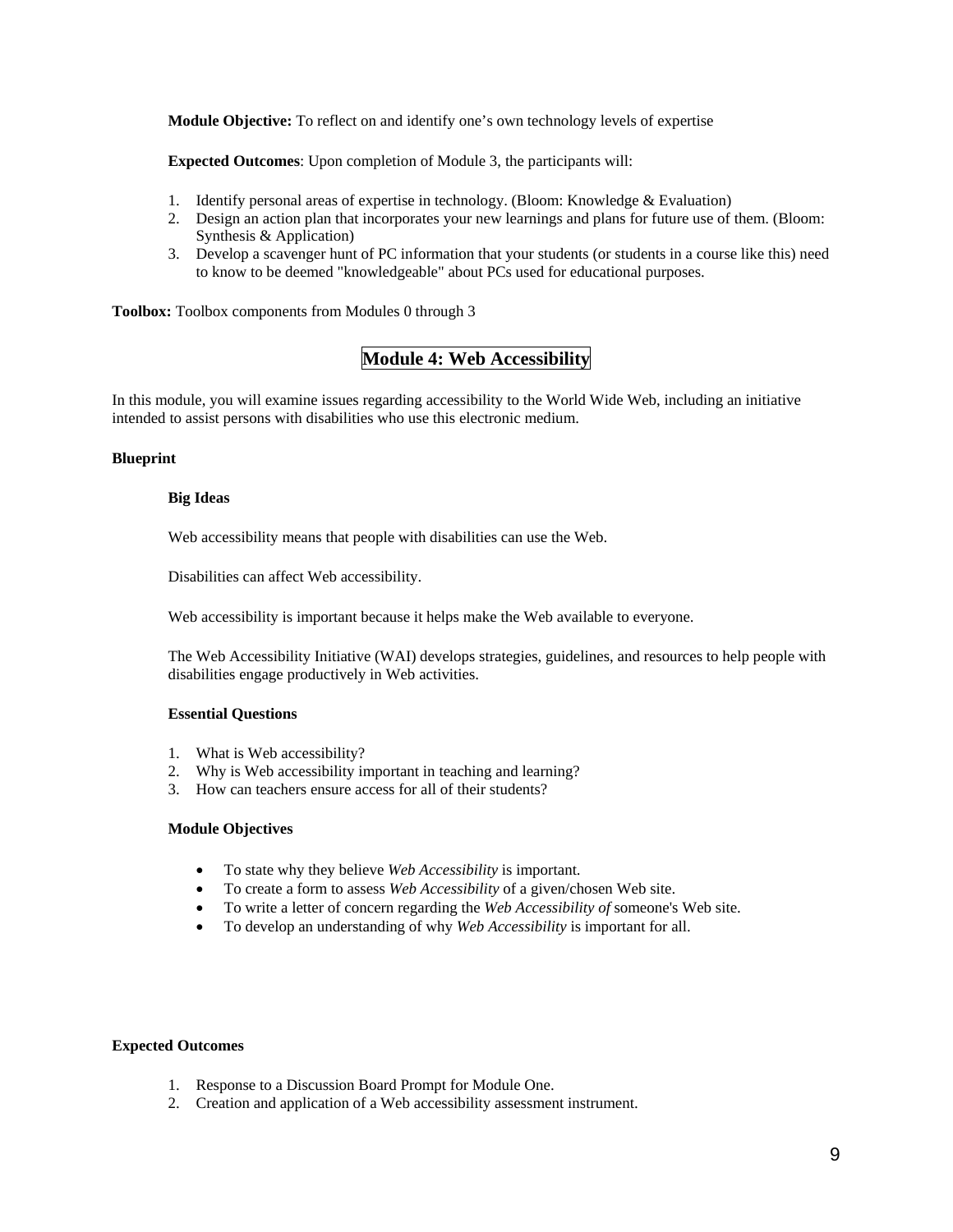**Module Objective:** To reflect on and identify one's own technology levels of expertise

**Expected Outcomes**: Upon completion of Module 3, the participants will:

1. Identify personal areas of expertise in technology. (Bloom: Knowledge & Evaluation)
2. Design an action plan that incorporates your new learnings and plans for future use of them. (Bloom: Synthesis & Application)
3. Develop a scavenger hunt of PC information that your students (or students in a course like this) need to know to be deemed "knowledgeable" about PCs used for educational purposes.

**Toolbox:** Toolbox components from Modules 0 through 3

## Module 4: Web Accessibility

In this module, you will examine issues regarding accessibility to the World Wide Web, including an initiative intended to assist persons with disabilities who use this electronic medium.

### Blueprint

#### Big Ideas

Web accessibility means that people with disabilities can use the Web.

Disabilities can affect Web accessibility.

Web accessibility is important because it helps make the Web available to everyone.

The Web Accessibility Initiative (WAI) develops strategies, guidelines, and resources to help people with disabilities engage productively in Web activities.

#### Essential Questions

1. What is Web accessibility?
2. Why is Web accessibility important in teaching and learning?
3. How can teachers ensure access for all of their students?

#### Module Objectives

- To state why they believe *Web Accessibility* is important.
- To create a form to assess *Web Accessibility* of a given/chosen Web site.
- To write a letter of concern regarding the *Web Accessibility of* someone's Web site.
- To develop an understanding of why *Web Accessibility* is important for all.

### Expected Outcomes

1. Response to a Discussion Board Prompt for Module One.
2. Creation and application of a Web accessibility assessment instrument.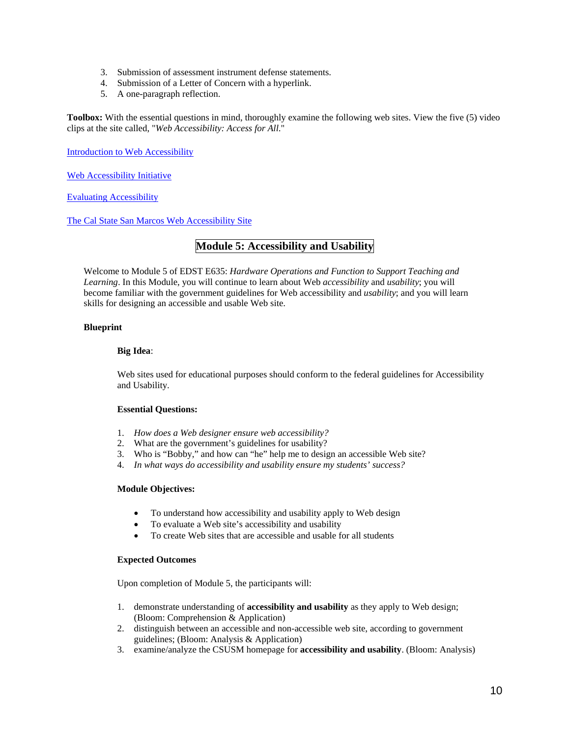3. Submission of assessment instrument defense statements.
4. Submission of a Letter of Concern with a hyperlink.
5. A one-paragraph reflection.

**Toolbox:** With the essential questions in mind, thoroughly examine the following web sites. View the five (5) video clips at the site called, "*Web Accessibility: Access for All.*"

Introduction to Web Accessibility

Web Accessibility Initiative

Evaluating Accessibility

The Cal State San Marcos Web Accessibility Site

## Module 5: Accessibility and Usability

Welcome to Module 5 of EDST E635: *Hardware Operations and Function to Support Teaching and Learning*. In this Module, you will continue to learn about Web *accessibility* and *usability*; you will become familiar with the government guidelines for Web accessibility and *usability*; and you will learn skills for designing an accessible and usable Web site.

**Blueprint**

**Big Idea**:

Web sites used for educational purposes should conform to the federal guidelines for Accessibility and Usability.

**Essential Questions:**

1. *How does a Web designer ensure web accessibility?*
2. What are the government's guidelines for usability?
3. Who is "Bobby," and how can "he" help me to design an accessible Web site?
4. *In what ways do accessibility and usability ensure my students' success?*

**Module Objectives:**

- To understand how accessibility and usability apply to Web design
- To evaluate a Web site's accessibility and usability
- To create Web sites that are accessible and usable for all students

**Expected Outcomes**

Upon completion of Module 5, the participants will:

1. demonstrate understanding of **accessibility and usability** as they apply to Web design; (Bloom: Comprehension & Application)
2. distinguish between an accessible and non-accessible web site, according to government guidelines; (Bloom: Analysis & Application)
3. examine/analyze the CSUSM homepage for **accessibility and usability**. (Bloom: Analysis)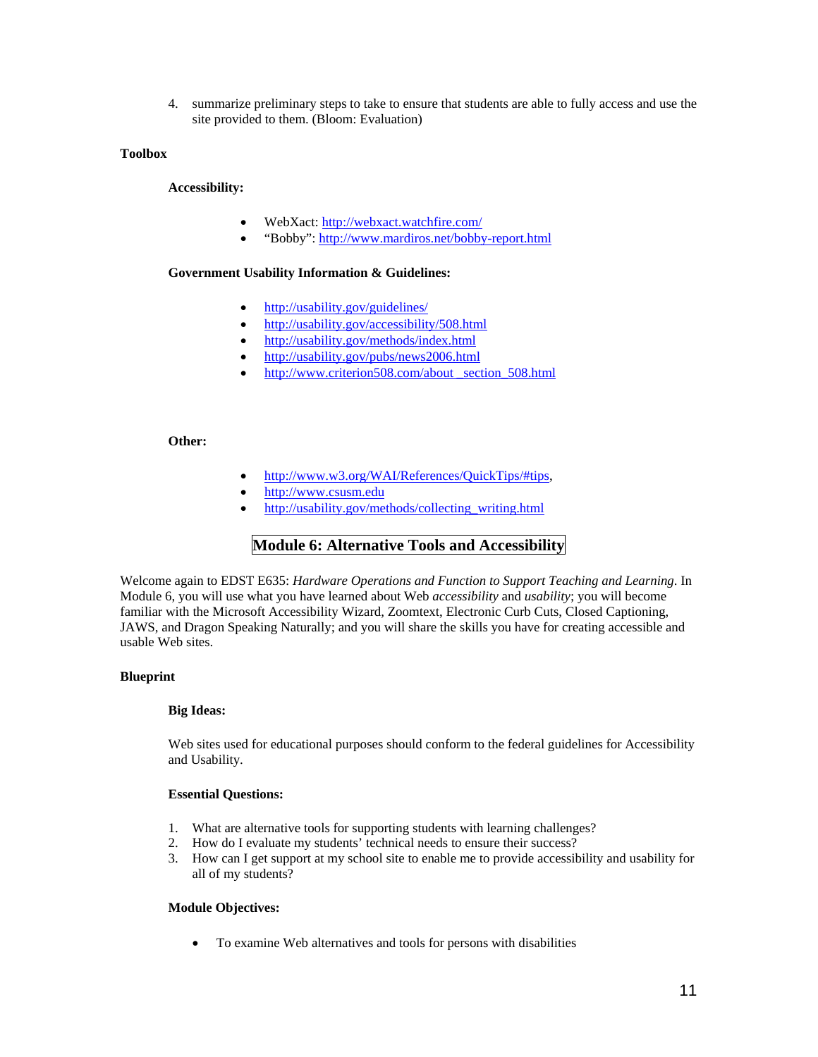4. summarize preliminary steps to take to ensure that students are able to fully access and use the site provided to them. (Bloom: Evaluation)

**Toolbox**

**Accessibility:**

- WebXact: http://webxact.watchfire.com/
- "Bobby": http://www.mardiros.net/bobby-report.html

**Government Usability Information & Guidelines:**

- http://usability.gov/guidelines/
- http://usability.gov/accessibility/508.html
- http://usability.gov/methods/index.html
- http://usability.gov/pubs/news2006.html
- http://www.criterion508.com/about_section_508.html

**Other:**

- http://www.w3.org/WAI/References/QuickTips/#tips,
- http://www.csusm.edu
- http://usability.gov/methods/collecting_writing.html

## Module 6: Alternative Tools and Accessibility

Welcome again to EDST E635: *Hardware Operations and Function to Support Teaching and Learning*. In Module 6, you will use what you have learned about Web *accessibility* and *usability*; you will become familiar with the Microsoft Accessibility Wizard, Zoomtext, Electronic Curb Cuts, Closed Captioning, JAWS, and Dragon Speaking Naturally; and you will share the skills you have for creating accessible and usable Web sites.

**Blueprint**

**Big Ideas:**

Web sites used for educational purposes should conform to the federal guidelines for Accessibility and Usability.

**Essential Questions:**

1. What are alternative tools for supporting students with learning challenges?
2. How do I evaluate my students' technical needs to ensure their success?
3. How can I get support at my school site to enable me to provide accessibility and usability for all of my students?

**Module Objectives:**

- To examine Web alternatives and tools for persons with disabilities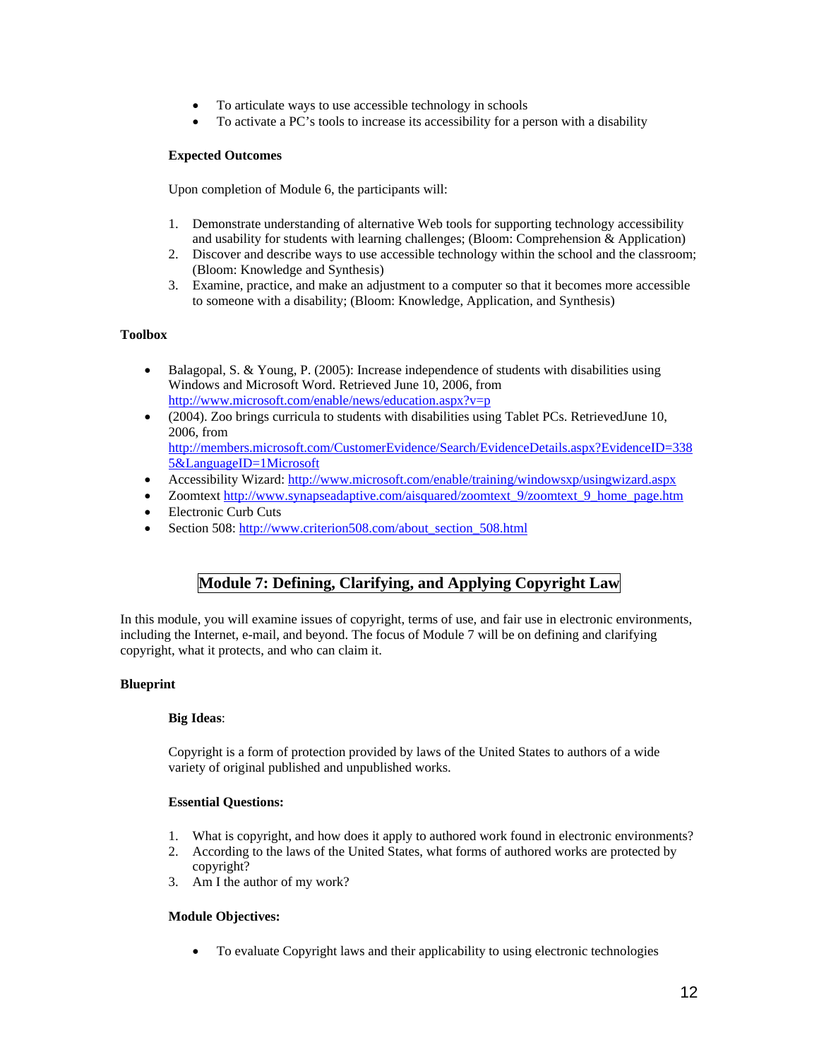- To articulate ways to use accessible technology in schools
- To activate a PC's tools to increase its accessibility for a person with a disability

**Expected Outcomes**

Upon completion of Module 6, the participants will:

1. Demonstrate understanding of alternative Web tools for supporting technology accessibility and usability for students with learning challenges; (Bloom: Comprehension & Application)
2. Discover and describe ways to use accessible technology within the school and the classroom; (Bloom: Knowledge and Synthesis)
3. Examine, practice, and make an adjustment to a computer so that it becomes more accessible to someone with a disability; (Bloom: Knowledge, Application, and Synthesis)

**Toolbox**

- Balagopal, S. & Young, P. (2005): Increase independence of students with disabilities using Windows and Microsoft Word. Retrieved June 10, 2006, from http://www.microsoft.com/enable/news/education.aspx?v=p
- (2004). Zoo brings curricula to students with disabilities using Tablet PCs. RetrievedJune 10, 2006, from http://members.microsoft.com/CustomerEvidence/Search/EvidenceDetails.aspx?EvidenceID=3385&LanguageID=1Microsoft
- Accessibility Wizard: http://www.microsoft.com/enable/training/windowsxp/usingwizard.aspx
- Zoomtext http://www.synapseadaptive.com/aisquared/zoomtext_9/zoomtext_9_home_page.htm
- Electronic Curb Cuts
- Section 508: http://www.criterion508.com/about_section_508.html

## Module 7: Defining, Clarifying, and Applying Copyright Law

In this module, you will examine issues of copyright, terms of use, and fair use in electronic environments, including the Internet, e-mail, and beyond. The focus of Module 7 will be on defining and clarifying copyright, what it protects, and who can claim it.

**Blueprint**

**Big Ideas**:

Copyright is a form of protection provided by laws of the United States to authors of a wide variety of original published and unpublished works.

**Essential Questions:**

1. What is copyright, and how does it apply to authored work found in electronic environments?
2. According to the laws of the United States, what forms of authored works are protected by copyright?
3. Am I the author of my work?

**Module Objectives:**

- To evaluate Copyright laws and their applicability to using electronic technologies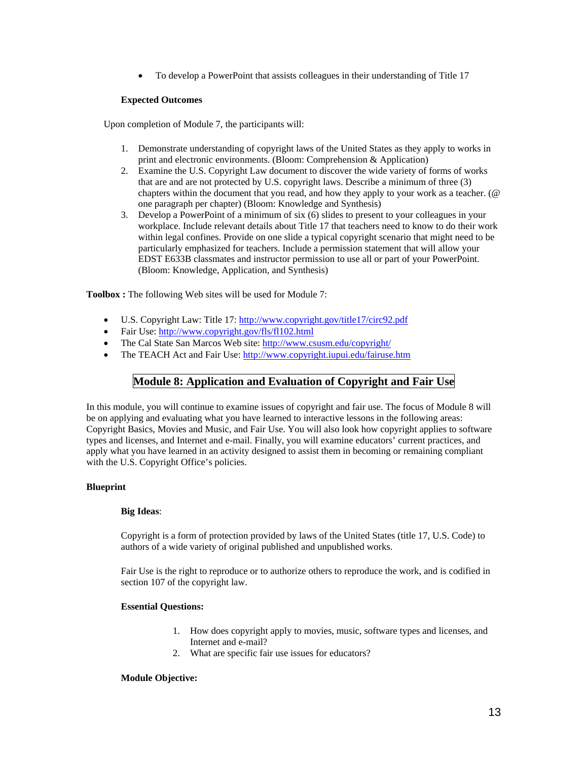- To develop a PowerPoint that assists colleagues in their understanding of Title 17

**Expected Outcomes**

Upon completion of Module 7, the participants will:

1. Demonstrate understanding of copyright laws of the United States as they apply to works in print and electronic environments. (Bloom: Comprehension & Application)
2. Examine the U.S. Copyright Law document to discover the wide variety of forms of works that are and are not protected by U.S. copyright laws. Describe a minimum of three (3) chapters within the document that you read, and how they apply to your work as a teacher. (@ one paragraph per chapter) (Bloom: Knowledge and Synthesis)
3. Develop a PowerPoint of a minimum of six (6) slides to present to your colleagues in your workplace. Include relevant details about Title 17 that teachers need to know to do their work within legal confines. Provide on one slide a typical copyright scenario that might need to be particularly emphasized for teachers. Include a permission statement that will allow your EDST E633B classmates and instructor permission to use all or part of your PowerPoint. (Bloom: Knowledge, Application, and Synthesis)

**Toolbox :** The following Web sites will be used for Module 7:

- U.S. Copyright Law: Title 17: http://www.copyright.gov/title17/circ92.pdf
- Fair Use: http://www.copyright.gov/fls/fl102.html
- The Cal State San Marcos Web site: http://www.csusm.edu/copyright/
- The TEACH Act and Fair Use: http://www.copyright.iupui.edu/fairuse.htm

## Module 8: Application and Evaluation of Copyright and Fair Use

In this module, you will continue to examine issues of copyright and fair use. The focus of Module 8 will be on applying and evaluating what you have learned to interactive lessons in the following areas: Copyright Basics, Movies and Music, and Fair Use. You will also look how copyright applies to software types and licenses, and Internet and e-mail. Finally, you will examine educators' current practices, and apply what you have learned in an activity designed to assist them in becoming or remaining compliant with the U.S. Copyright Office's policies.

**Blueprint**

**Big Ideas**:

Copyright is a form of protection provided by laws of the United States (title 17, U.S. Code) to authors of a wide variety of original published and unpublished works.

Fair Use is the right to reproduce or to authorize others to reproduce the work, and is codified in section 107 of the copyright law.

**Essential Questions:**

1. How does copyright apply to movies, music, software types and licenses, and Internet and e-mail?
2. What are specific fair use issues for educators?

**Module Objective:**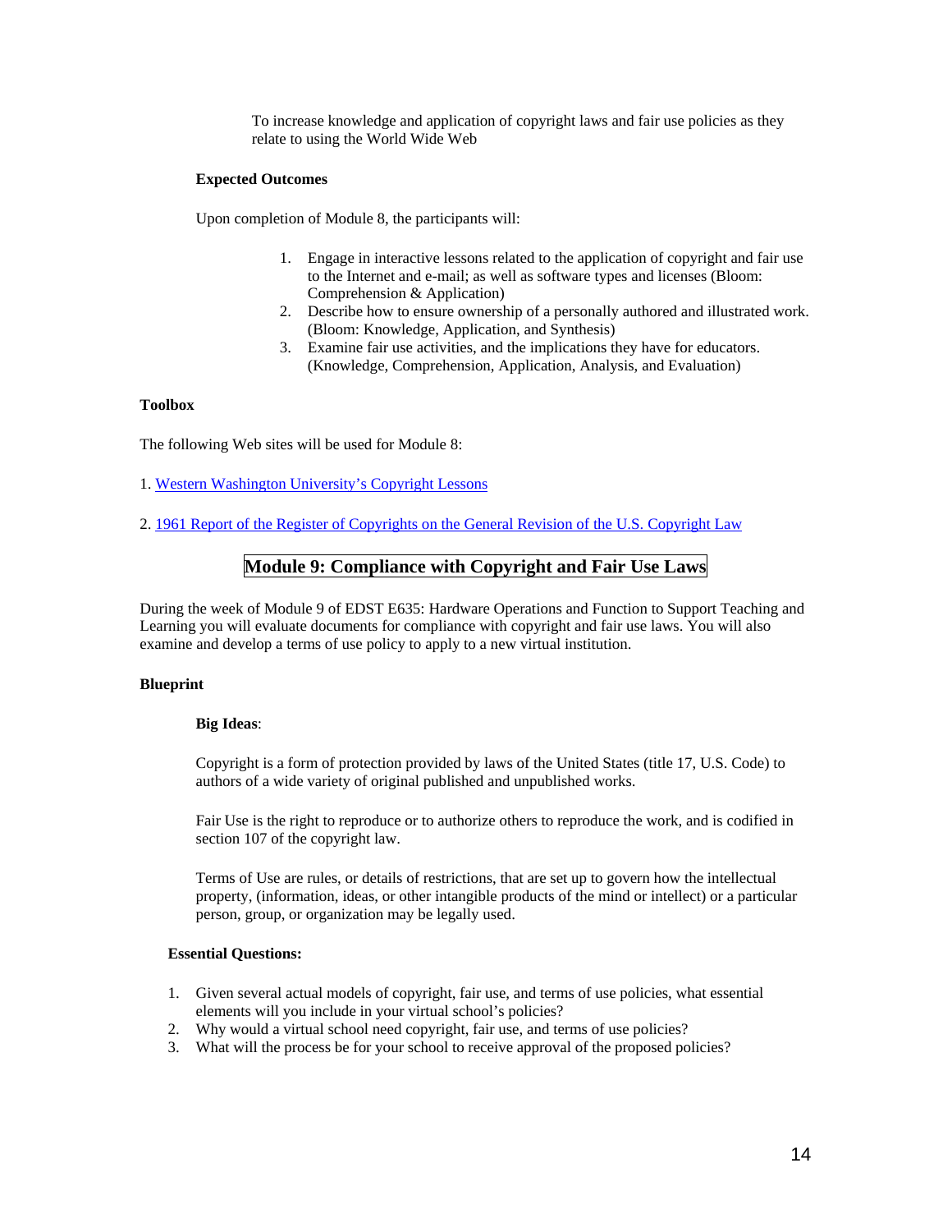To increase knowledge and application of copyright laws and fair use policies as they relate to using the World Wide Web

**Expected Outcomes**

Upon completion of Module 8, the participants will:

1. Engage in interactive lessons related to the application of copyright and fair use to the Internet and e-mail; as well as software types and licenses (Bloom: Comprehension & Application)
2. Describe how to ensure ownership of a personally authored and illustrated work. (Bloom: Knowledge, Application, and Synthesis)
3. Examine fair use activities, and the implications they have for educators. (Knowledge, Comprehension, Application, Analysis, and Evaluation)

**Toolbox**

The following Web sites will be used for Module 8:

1. Western Washington University's Copyright Lessons

2. 1961 Report of the Register of Copyrights on the General Revision of the U.S. Copyright Law

## Module 9: Compliance with Copyright and Fair Use Laws

During the week of Module 9 of EDST E635: Hardware Operations and Function to Support Teaching and Learning you will evaluate documents for compliance with copyright and fair use laws. You will also examine and develop a terms of use policy to apply to a new virtual institution.

**Blueprint**

**Big Ideas**:

Copyright is a form of protection provided by laws of the United States (title 17, U.S. Code) to authors of a wide variety of original published and unpublished works.

Fair Use is the right to reproduce or to authorize others to reproduce the work, and is codified in section 107 of the copyright law.

Terms of Use are rules, or details of restrictions, that are set up to govern how the intellectual property, (information, ideas, or other intangible products of the mind or intellect) or a particular person, group, or organization may be legally used.

**Essential Questions:**

1. Given several actual models of copyright, fair use, and terms of use policies, what essential elements will you include in your virtual school's policies?
2. Why would a virtual school need copyright, fair use, and terms of use policies?
3. What will the process be for your school to receive approval of the proposed policies?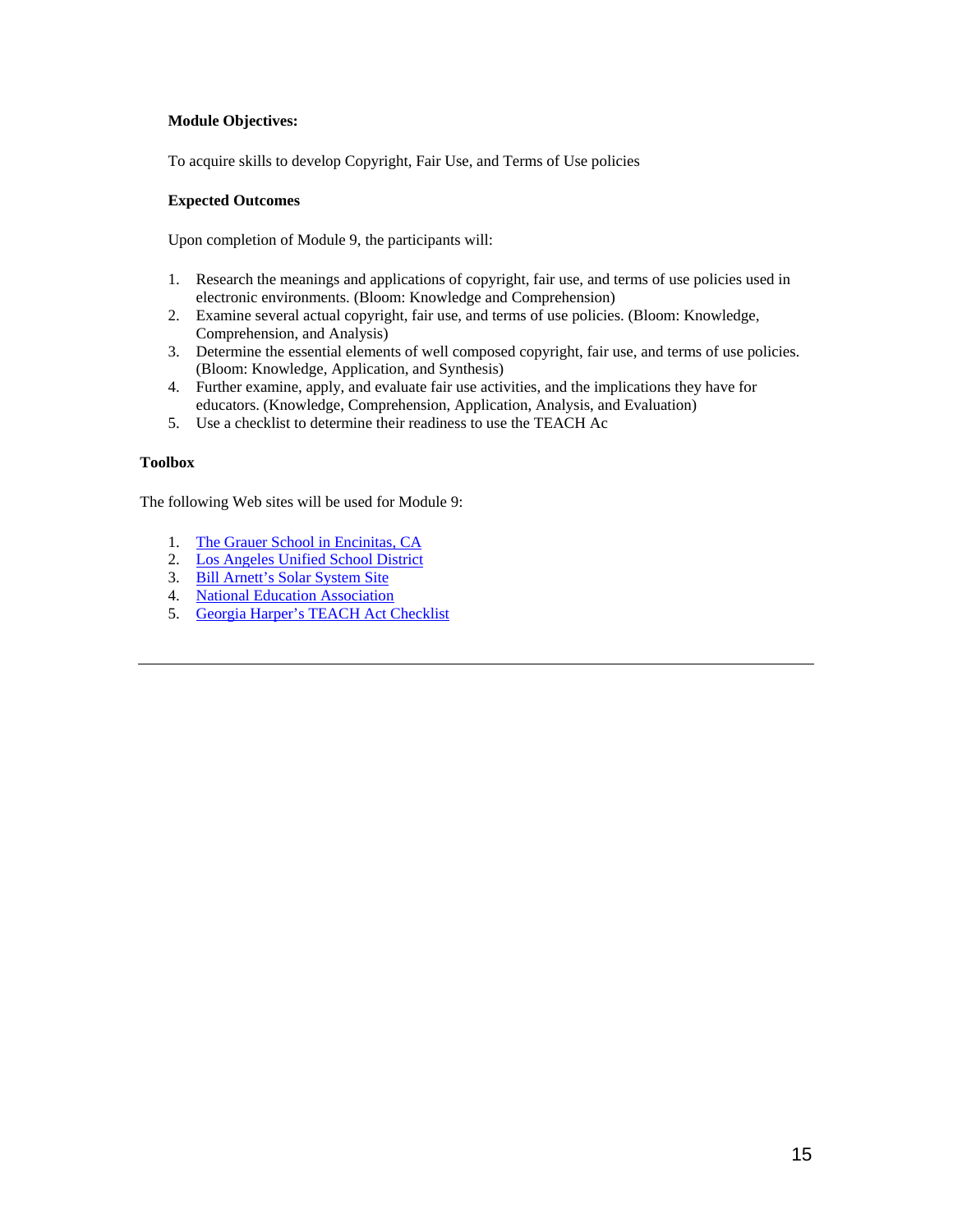**Module Objectives:**

To acquire skills to develop Copyright, Fair Use, and Terms of Use policies

**Expected Outcomes**

Upon completion of Module 9, the participants will:

1. Research the meanings and applications of copyright, fair use, and terms of use policies used in electronic environments. (Bloom: Knowledge and Comprehension)
2. Examine several actual copyright, fair use, and terms of use policies. (Bloom: Knowledge, Comprehension, and Analysis)
3. Determine the essential elements of well composed copyright, fair use, and terms of use policies. (Bloom: Knowledge, Application, and Synthesis)
4. Further examine, apply, and evaluate fair use activities, and the implications they have for educators. (Knowledge, Comprehension, Application, Analysis, and Evaluation)
5. Use a checklist to determine their readiness to use the TEACH Ac

**Toolbox**

The following Web sites will be used for Module 9:

1. The Grauer School in Encinitas, CA
2. Los Angeles Unified School District
3. Bill Arnett's Solar System Site
4. National Education Association
5. Georgia Harper's TEACH Act Checklist

---